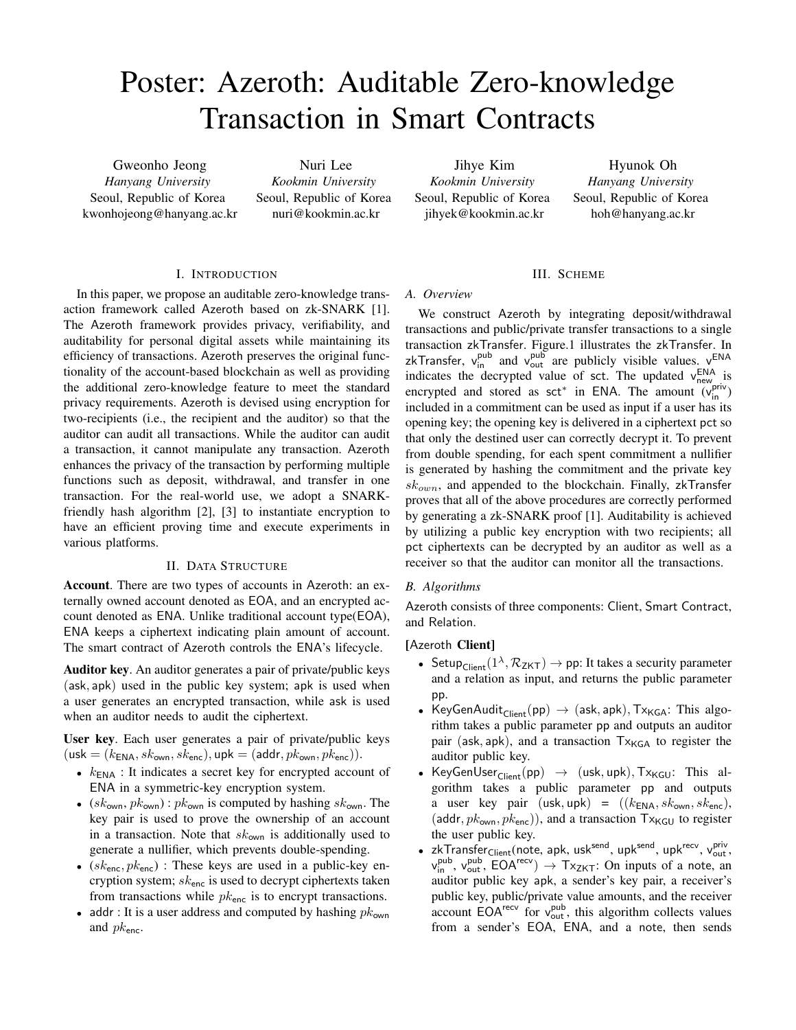# Poster: Azeroth: Auditable Zero-knowledge Transaction in Smart Contracts

Gweonho Jeong
*Hanyang University*
Seoul, Republic of Korea
kwonhojeong@hanyang.ac.kr

Nuri Lee
*Kookmin University*
Seoul, Republic of Korea
nuri@kookmin.ac.kr

Jihye Kim
*Kookmin University*
Seoul, Republic of Korea
jihyek@kookmin.ac.kr

Hyunok Oh
*Hanyang University*
Seoul, Republic of Korea
hoh@hanyang.ac.kr

## I. Introduction

In this paper, we propose an auditable zero-knowledge transaction framework called Azeroth based on zk-SNARK [1]. The Azeroth framework provides privacy, verifiability, and auditability for personal digital assets while maintaining its efficiency of transactions. Azeroth preserves the original functionality of the account-based blockchain as well as providing the additional zero-knowledge feature to meet the standard privacy requirements. Azeroth is devised using encryption for two-recipients (i.e., the recipient and the auditor) so that the auditor can audit all transactions. While the auditor can audit a transaction, it cannot manipulate any transaction. Azeroth enhances the privacy of the transaction by performing multiple functions such as deposit, withdrawal, and transfer in one transaction. For the real-world use, we adopt a SNARK-friendly hash algorithm [2], [3] to instantiate encryption to have an efficient proving time and execute experiments in various platforms.

## II. Data Structure

**Account**. There are two types of accounts in Azeroth: an externally owned account denoted as EOA, and an encrypted account denoted as ENA. Unlike traditional account type(EOA), ENA keeps a ciphertext indicating plain amount of account. The smart contract of Azeroth controls the ENA's lifecycle.

**Auditor key**. An auditor generates a pair of private/public keys $(\mathsf{ask}, \mathsf{apk})$ used in the public key system; $\mathsf{apk}$ is used when a user generates an encrypted transaction, while $\mathsf{ask}$ is used when an auditor needs to audit the ciphertext.

**User key**. Each user generates a pair of private/public keys $(\mathsf{usk} = (k_{\mathsf{ENA}}, sk_{\mathsf{own}}, sk_{\mathsf{enc}}), \mathsf{upk} = (\mathsf{addr}, pk_{\mathsf{own}}, pk_{\mathsf{enc}}))$.

- $k_{\mathsf{ENA}}$ : It indicates a secret key for encrypted account of ENA in a symmetric-key encryption system.
- $(sk_{\mathsf{own}}, pk_{\mathsf{own}})$ : $pk_{\mathsf{own}}$ is computed by hashing $sk_{\mathsf{own}}$. The key pair is used to prove the ownership of an account in a transaction. Note that $sk_{\mathsf{own}}$ is additionally used to generate a nullifier, which prevents double-spending.
- $(sk_{\mathsf{enc}}, pk_{\mathsf{enc}})$ : These keys are used in a public-key encryption system; $sk_{\mathsf{enc}}$ is used to decrypt ciphertexts taken from transactions while $pk_{\mathsf{enc}}$ is to encrypt transactions.
- $\mathsf{addr}$ : It is a user address and computed by hashing $pk_{\mathsf{own}}$ and $pk_{\mathsf{enc}}$.

## III. Scheme

### A. Overview

We construct Azeroth by integrating deposit/withdrawal transactions and public/private transfer transactions to a single transaction zkTransfer. Figure.1 illustrates the zkTransfer. In zkTransfer, $\mathsf{v}_{\mathsf{in}}^{\mathsf{pub}}$ and $\mathsf{v}_{\mathsf{out}}^{\mathsf{pub}}$ are publicly visible values. $\mathsf{v}^{\mathsf{ENA}}$ indicates the decrypted value of sct. The updated $\mathsf{v}_{\mathsf{new}}^{\mathsf{ENA}}$ is encrypted and stored as $\mathsf{sct}^*$ in ENA. The amount $(\mathsf{v}_{\mathsf{in}}^{\mathsf{priv}})$ included in a commitment can be used as input if a user has its opening key; the opening key is delivered in a ciphertext pct so that only the destined user can correctly decrypt it. To prevent from double spending, for each spent commitment a nullifier is generated by hashing the commitment and the private key $sk_{own}$, and appended to the blockchain. Finally, zkTransfer proves that all of the above procedures are correctly performed by generating a zk-SNARK proof [1]. Auditability is achieved by utilizing a public key encryption with two recipients; all pct ciphertexts can be decrypted by an auditor as well as a receiver so that the auditor can monitor all the transactions.

### B. Algorithms

Azeroth consists of three components: Client, Smart Contract, and Relation.

**[Azeroth Client]**

- $\mathsf{Setup}_{\mathsf{Client}}(1^{\lambda}, \mathcal{R}_{\mathsf{ZKT}}) \rightarrow \mathsf{pp}$: It takes a security parameter and a relation as input, and returns the public parameter pp.
- $\mathsf{KeyGenAudit}_{\mathsf{Client}}(\mathsf{pp}) \rightarrow (\mathsf{ask}, \mathsf{apk}), \mathsf{Tx}_{\mathsf{KGA}}$: This algorithm takes a public parameter pp and outputs an auditor pair $(\mathsf{ask}, \mathsf{apk})$, and a transaction $\mathsf{Tx}_{\mathsf{KGA}}$ to register the auditor public key.
- $\mathsf{KeyGenUser}_{\mathsf{Client}}(\mathsf{pp}) \rightarrow (\mathsf{usk}, \mathsf{upk}), \mathsf{Tx}_{\mathsf{KGU}}$: This algorithm takes a public parameter pp and outputs a user key pair $(\mathsf{usk}, \mathsf{upk}) = ((k_{\mathsf{ENA}}, sk_{\mathsf{own}}, sk_{\mathsf{enc}}), (\mathsf{addr}, pk_{\mathsf{own}}, pk_{\mathsf{enc}}))$, and a transaction $\mathsf{Tx}_{\mathsf{KGU}}$ to register the user public key.
- $\mathsf{zkTransfer}_{\mathsf{Client}}(\mathsf{note}, \mathsf{apk}, \mathsf{usk}^{\mathsf{send}}, \mathsf{upk}^{\mathsf{send}}, \mathsf{upk}^{\mathsf{recv}}, \mathsf{v}_{\mathsf{out}}^{\mathsf{priv}}, \mathsf{v}_{\mathsf{in}}^{\mathsf{pub}}, \mathsf{v}_{\mathsf{out}}^{\mathsf{pub}}, \mathsf{EOA}^{\mathsf{recv}}) \rightarrow \mathsf{Tx}_{\mathsf{ZKT}}$: On inputs of a note, an auditor public key apk, a sender's key pair, a receiver's public key, public/private value amounts, and the receiver account $\mathsf{EOA}^{\mathsf{recv}}$ for $\mathsf{v}_{\mathsf{out}}^{\mathsf{pub}}$, this algorithm collects values from a sender's EOA, ENA, and a note, then sends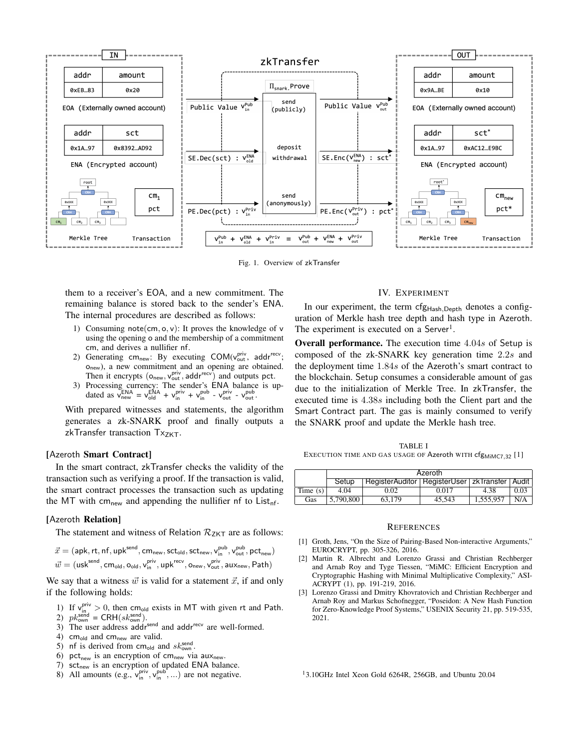zkTransfer

IN

| addr | amount |
|---|---|
| 0xEB…83 | 0x20 |

EOA (Externally owned account)

| addr | sct |
|---|---|
| 0x1A…97 | 0x8392…AD92 |

ENA (Encrypted account)

Merkle Tree

Transaction

$\Pi_{snark}$.Prove

Public Value $v^{Pub}_{in}$

send (publicly)

Public Value $v^{Pub}_{out}$

SE.Dec(sct) : $v^{ENA}_{old}$

deposit withdrawal

SE.Enc($v^{ENA}_{new}$) : sct*

PE.Dec(pct) : $v^{Priv}_{in}$

send (anonymously)

PE.Enc($v^{Priv}_{out}$) : pct*

$v^{Pub}_{in} + v^{ENA}_{old} + v^{Priv}_{in} = v^{Pub}_{out} + v^{ENA}_{new} + v^{Priv}_{out}$

OUT

| addr | amount |
|---|---|
| 0x9A…BE | 0x10 |

EOA (Externally owned account)

| addr | sct* |
|---|---|
| 0x1A…97 | 0xAC12…E9BC |

ENA (Encrypted account)

Merkle Tree

Transaction

Fig. 1. Overview of zkTransfer

them to a receiver's EOA, and a new commitment. The remaining balance is stored back to the sender's ENA. The internal procedures are described as follows:

1) Consuming note(cm, o, v): It proves the knowledge of v using the opening o and the membership of a commitment cm, and derives a nullifier nf.
2) Generating $\mathsf{cm}_{new}$: By executing COM($v^{priv}_{out}$, $\mathsf{addr}^{recv}$; $o_{new}$), a new commitment and an opening are obtained. Then it encrypts ($o_{new}$, $v^{priv}_{out}$, $\mathsf{addr}^{recv}$) and outputs pct.
3) Processing currency: The sender's ENA balance is updated as $v^{ENA}_{new} = v^{ENA}_{old} + v^{priv}_{in} + v^{pub}_{in} - v^{priv}_{out} - v^{pub}_{out}$.

With prepared witnesses and statements, the algorithm generates a zk-SNARK proof and finally outputs a zkTransfer transaction $\mathsf{Tx}_{ZKT}$.

### [Azeroth **Smart Contract**]

In the smart contract, zkTransfer checks the validity of the transaction such as verifying a proof. If the transaction is valid, the smart contract processes the transaction such as updating the MT with $\mathsf{cm}_{new}$ and appending the nullifier nf to $\mathsf{List}_{nf}$.

### [Azeroth **Relation**]

The statement and witness of Relation $\mathcal{R}_{ZKT}$ are as follows:

$$\vec{x} = (\mathsf{apk}, \mathsf{rt}, \mathsf{nf}, \mathsf{upk}^{send}, \mathsf{cm}_{new}, \mathsf{sct}_{old}, \mathsf{sct}_{new}, v^{pub}_{in}, v^{pub}_{out}, \mathsf{pct}_{new})$$

$$\vec{w} = (\mathsf{usk}^{send}, \mathsf{cm}_{old}, o_{old}, v^{priv}_{in}, \mathsf{upk}^{recv}, o_{new}, v^{priv}_{out}, \mathsf{aux}_{new}, \mathsf{Path})$$

We say that a witness $\vec{w}$ is valid for a statement $\vec{x}$, if and only if the following holds:

1) If $v^{priv}_{in} > 0$, then $\mathsf{cm}_{old}$ exists in MT with given rt and Path.
2) $pk^{send}_{own}$ = CRH($sk^{send}_{own}$).
3) The user address $\mathsf{addr}^{send}$ and $\mathsf{addr}^{recv}$ are well-formed.
4) $\mathsf{cm}_{old}$ and $\mathsf{cm}_{new}$ are valid.
5) nf is derived from $\mathsf{cm}_{old}$ and $sk^{send}_{own}$.
6) $\mathsf{pct}_{new}$ is an encryption of $\mathsf{cm}_{new}$ via $\mathsf{aux}_{new}$.
7) $\mathsf{sct}_{new}$ is an encryption of updated ENA balance.
8) All amounts (e.g., $v^{priv}_{in}, v^{pub}_{in}, \ldots$) are not negative.

## IV. Experiment

In our experiment, the term $\mathsf{cfg}_{Hash,Depth}$ denotes a configuration of Merkle hash tree depth and hash type in Azeroth. The experiment is executed on a Server[1].

**Overall performance.** The execution time $4.04s$ of Setup is composed of the zk-SNARK key generation time $2.2s$ and the deployment time $1.84s$ of the Azeroth's smart contract to the blockchain. Setup consumes a considerable amount of gas due to the initialization of Merkle Tree. In zkTransfer, the executed time is $4.38s$ including both the Client part and the Smart Contract part. The gas is mainly consumed to verify the SNARK proof and update the Merkle hash tree.

TABLE I
Execution time and gas usage of Azeroth with $\mathsf{cfg}_{MiMC7,32}$ [1]

| | Azeroth | | | | |
|---|---|---|---|---|---|
| | Setup | RegisterAuditor | RegisterUser | zkTransfer | Audit |
| Time (s) | 4.04 | 0.02 | 0.017 | 4.38 | 0.03 |
| Gas | 5,790,800 | 63,179 | 45,543 | 1,555,957 | N/A |

## References

[1] Groth, Jens, "On the Size of Pairing-Based Non-interactive Arguments," EUROCRYPT, pp. 305-326, 2016.
[2] Martin R. Albrecht and Lorenzo Grassi and Christian Rechberger and Arnab Roy and Tyge Tiessen, "MiMC: Efficient Encryption and Cryptographic Hashing with Minimal Multiplicative Complexity," ASIACRYPT (1), pp. 191-219, 2016.
[3] Lorenzo Grassi and Dmitry Khovratovich and Christian Rechberger and Arnab Roy and Markus Schofnegger, "Poseidon: A New Hash Function for Zero-Knowledge Proof Systems," USENIX Security 21, pp. 519-535, 2021.

[1] 3.10GHz Intel Xeon Gold 6264R, 256GB, and Ubuntu 20.04